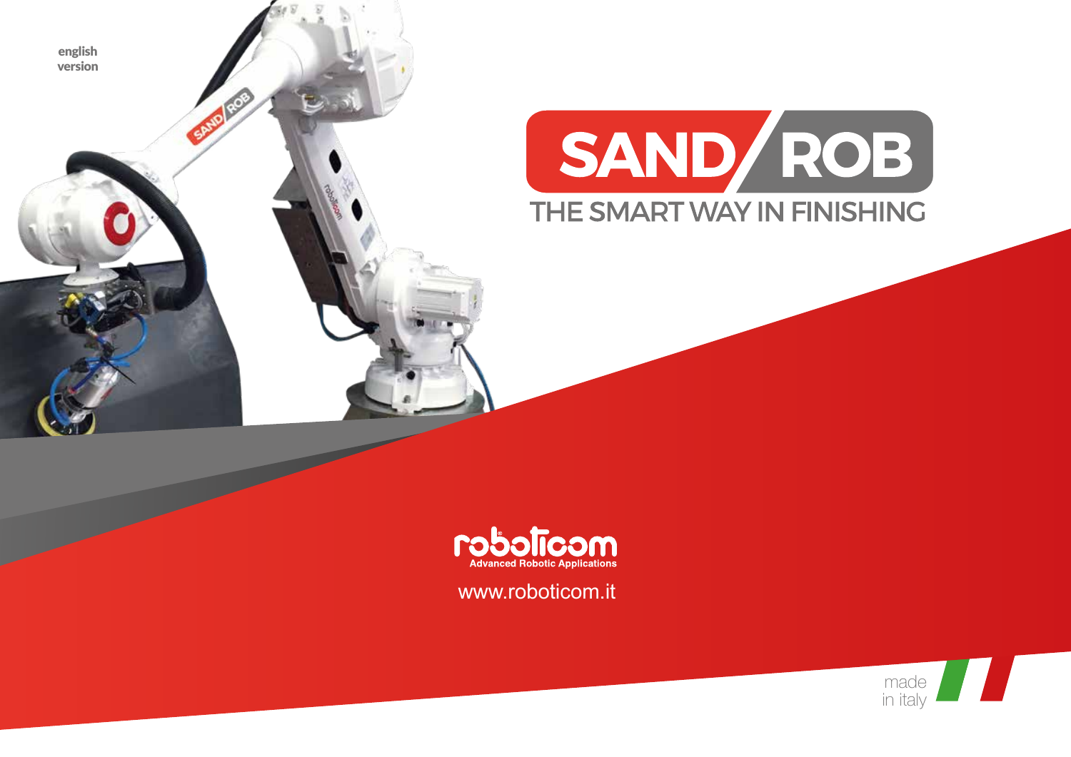english version

# SAND/ROB

## THE SMART WAY IN FINISHING

roboticom

Advanced Robotic Applications

www.roboticom.it

made in italy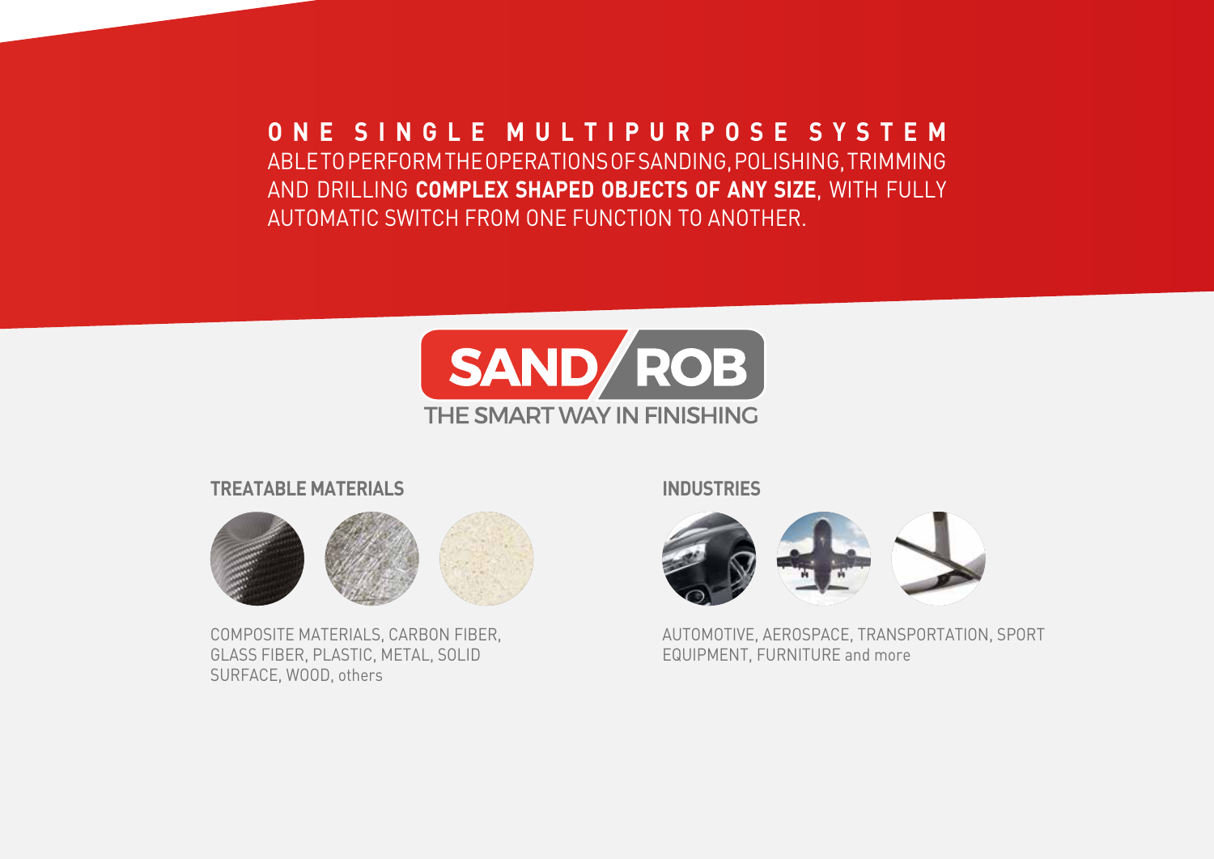## ONE SINGLE MULTIPURPOSE SYSTEM

ABLE TO PERFORM THE OPERATIONS OF SANDING, POLISHING, TRIMMING AND DRILLING **COMPLEX SHAPED OBJECTS OF ANY SIZE**, WITH FULLY AUTOMATIC SWITCH FROM ONE FUNCTION TO ANOTHER.

SAND/ROB

THE SMART WAY IN FINISHING

### TREATABLE MATERIALS

COMPOSITE MATERIALS, CARBON FIBER, GLASS FIBER, PLASTIC, METAL, SOLID SURFACE, WOOD, others

### INDUSTRIES

AUTOMOTIVE, AEROSPACE, TRANSPORTATION, SPORT EQUIPMENT, FURNITURE and more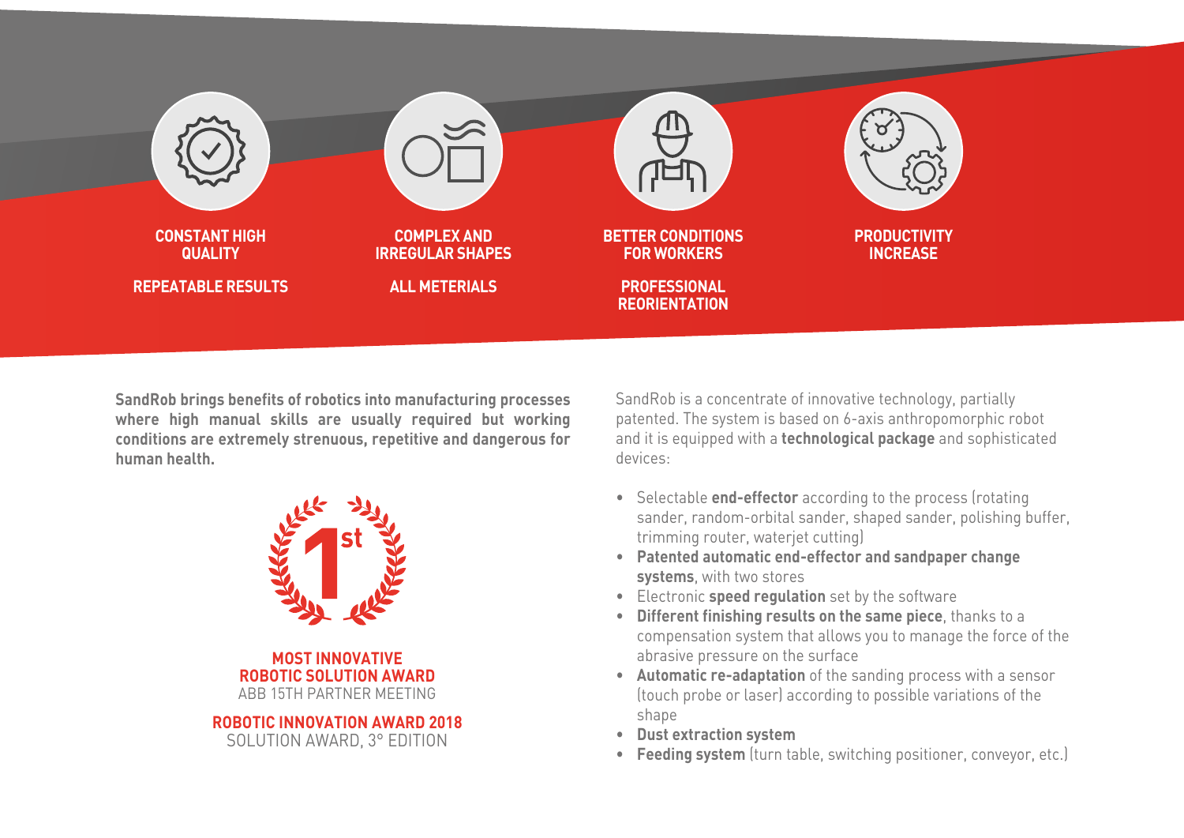**CONSTANT HIGH QUALITY**

**REPEATABLE RESULTS**

**COMPLEX AND IRREGULAR SHAPES**

**ALL METERIALS**

**BETTER CONDITIONS FOR WORKERS**

**PROFESSIONAL REORIENTATION**

**PRODUCTIVITY INCREASE**

**SandRob brings benefits of robotics into manufacturing processes where high manual skills are usually required but working conditions are extremely strenuous, repetitive and dangerous for human health.**

**1st**

**MOST INNOVATIVE ROBOTIC SOLUTION AWARD**
ABB 15TH PARTNER MEETING

**ROBOTIC INNOVATION AWARD 2018**
SOLUTION AWARD, 3° EDITION

SandRob is a concentrate of innovative technology, partially patented. The system is based on 6-axis anthropomorphic robot and it is equipped with a **technological package** and sophisticated devices:

- Selectable **end-effector** according to the process (rotating sander, random-orbital sander, shaped sander, polishing buffer, trimming router, waterjet cutting)
- **Patented automatic end-effector and sandpaper change systems**, with two stores
- Electronic **speed regulation** set by the software
- **Different finishing results on the same piece**, thanks to a compensation system that allows you to manage the force of the abrasive pressure on the surface
- **Automatic re-adaptation** of the sanding process with a sensor (touch probe or laser) according to possible variations of the shape
- **Dust extraction system**
- **Feeding system** (turn table, switching positioner, conveyor, etc.)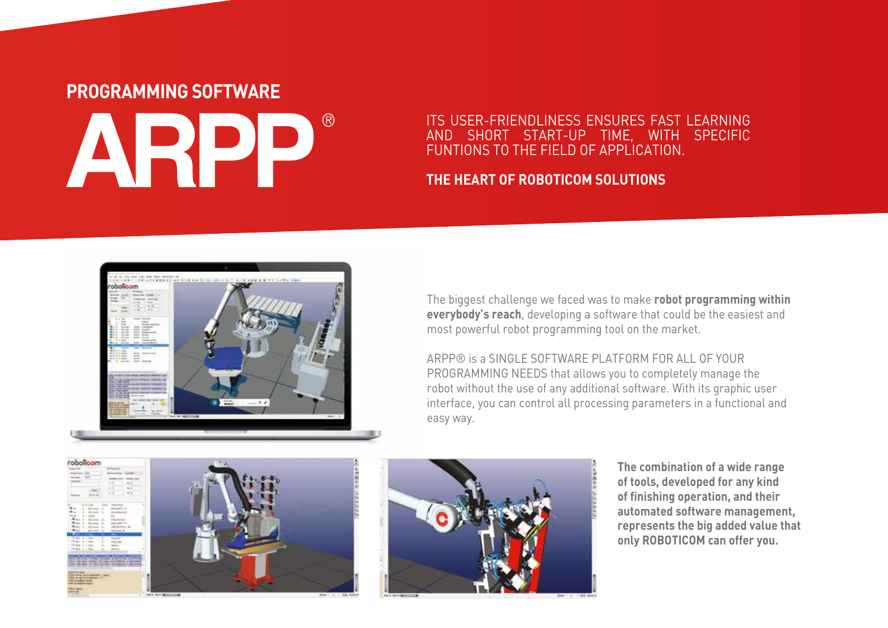## PROGRAMMING SOFTWARE

# ARPP®

ITS USER-FRIENDLINESS ENSURES FAST LEARNING AND SHORT START-UP TIME, WITH SPECIFIC FUNTIONS TO THE FIELD OF APPLICATION.

**THE HEART OF ROBOTICOM SOLUTIONS**

The biggest challenge we faced was to make **robot programming within everybody's reach**, developing a software that could be the easiest and most powerful robot programming tool on the market.

ARPP® is a SINGLE SOFTWARE PLATFORM FOR ALL OF YOUR PROGRAMMING NEEDS that allows you to completely manage the robot without the use of any additional software. With its graphic user interface, you can control all processing parameters in a functional and easy way.

**The combination of a wide range of tools, developed for any kind of finishing operation, and their automated software management, represents the big added value that only ROBOTICOM can offer you.**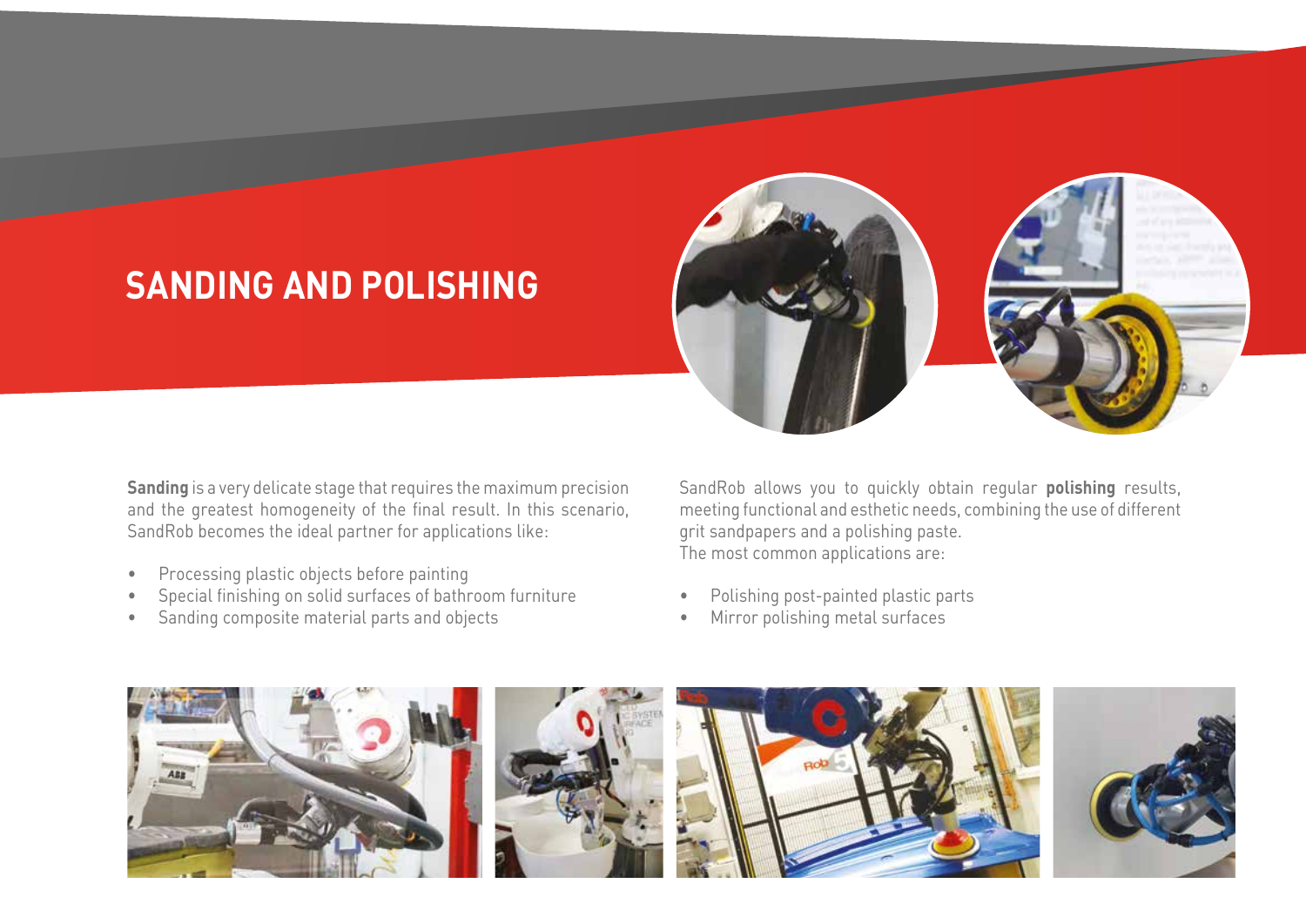# SANDING AND POLISHING

**Sanding** is a very delicate stage that requires the maximum precision and the greatest homogeneity of the final result. In this scenario, SandRob becomes the ideal partner for applications like:

- Processing plastic objects before painting
- Special finishing on solid surfaces of bathroom furniture
- Sanding composite material parts and objects

SandRob allows you to quickly obtain regular **polishing** results, meeting functional and esthetic needs, combining the use of different grit sandpapers and a polishing paste.
The most common applications are:

- Polishing post-painted plastic parts
- Mirror polishing metal surfaces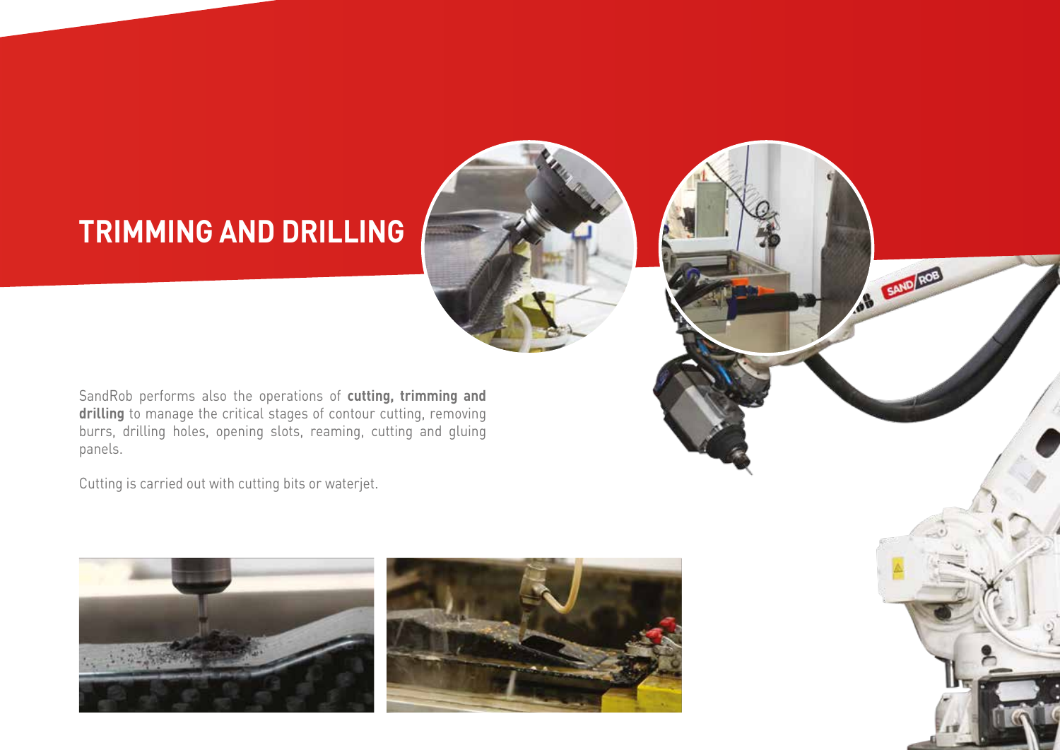# TRIMMING AND DRILLING

SandRob performs also the operations of **cutting, trimming and drilling** to manage the critical stages of contour cutting, removing burrs, drilling holes, opening slots, reaming, cutting and gluing panels.

Cutting is carried out with cutting bits or waterjet.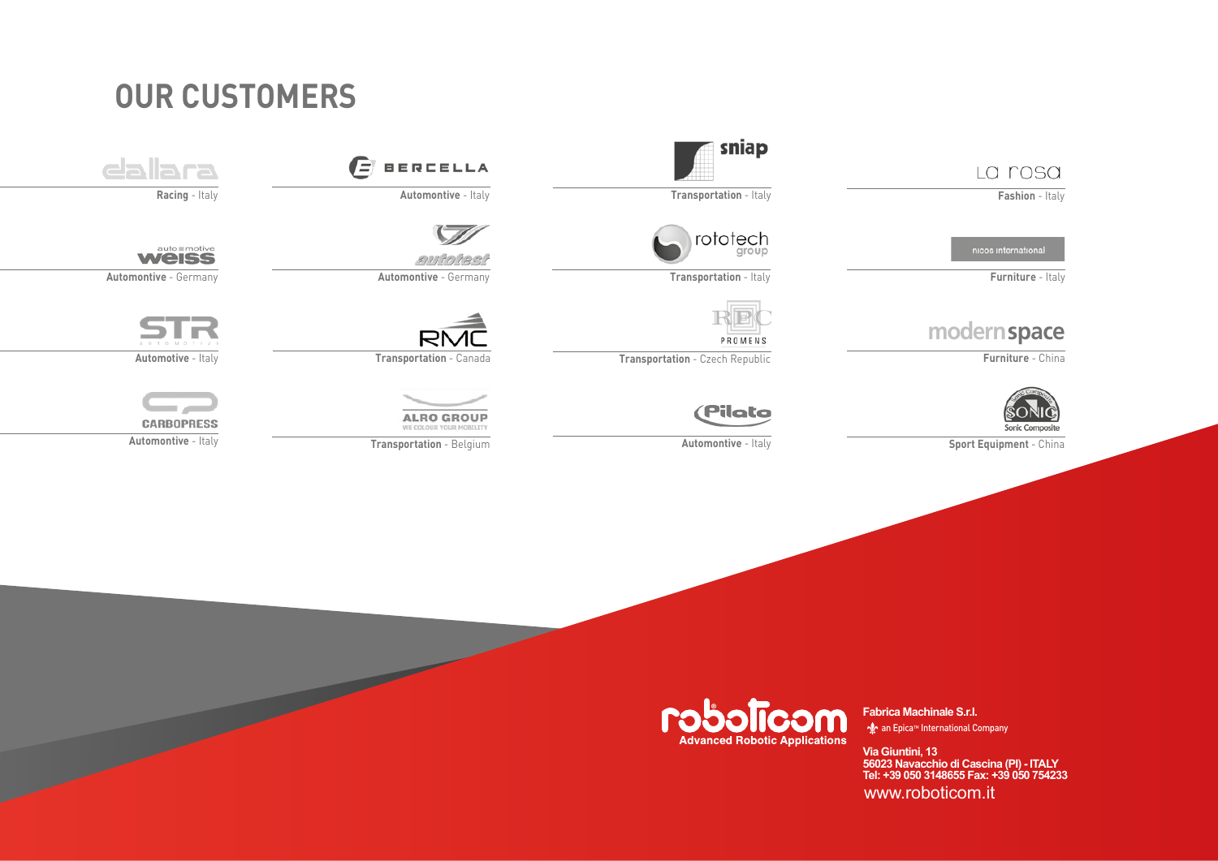# OUR CUSTOMERS

dallara
**Racing** - Italy

BERCELLA
**Automontive** - Italy

sniap
**Transportation** - Italy

La rosa
**Fashion** - Italy

auto motive weiss
**Automontive** - Germany

autotest
**Automontive** - Germany

rototech group
**Transportation** - Italy

nicos international
**Furniture** - Italy

STR AUTOMOTIVE
**Automontive** - Italy

RMC
**Transportation** - Canada

REC PROMENS
**Transportation** - Czech Republic

modernspace
**Furniture** - China

CARBOPRESS
**Automontive** - Italy

ALRO GROUP
WE COLOUR YOUR MOBILITY
**Transportation** - Belgium

Pilato
**Automontive** - Italy

SONIC Sonic Composite
**Sport Equipment** - China

roboticom
Advanced Robotic Applications

**Fabrica Machinale S.r.l.**
an Epica™ International Company

**Via Giuntini, 13**
**56023 Navacchio di Cascina (PI) - ITALY**
**Tel: +39 050 3148655 Fax: +39 050 754233**
www.roboticom.it